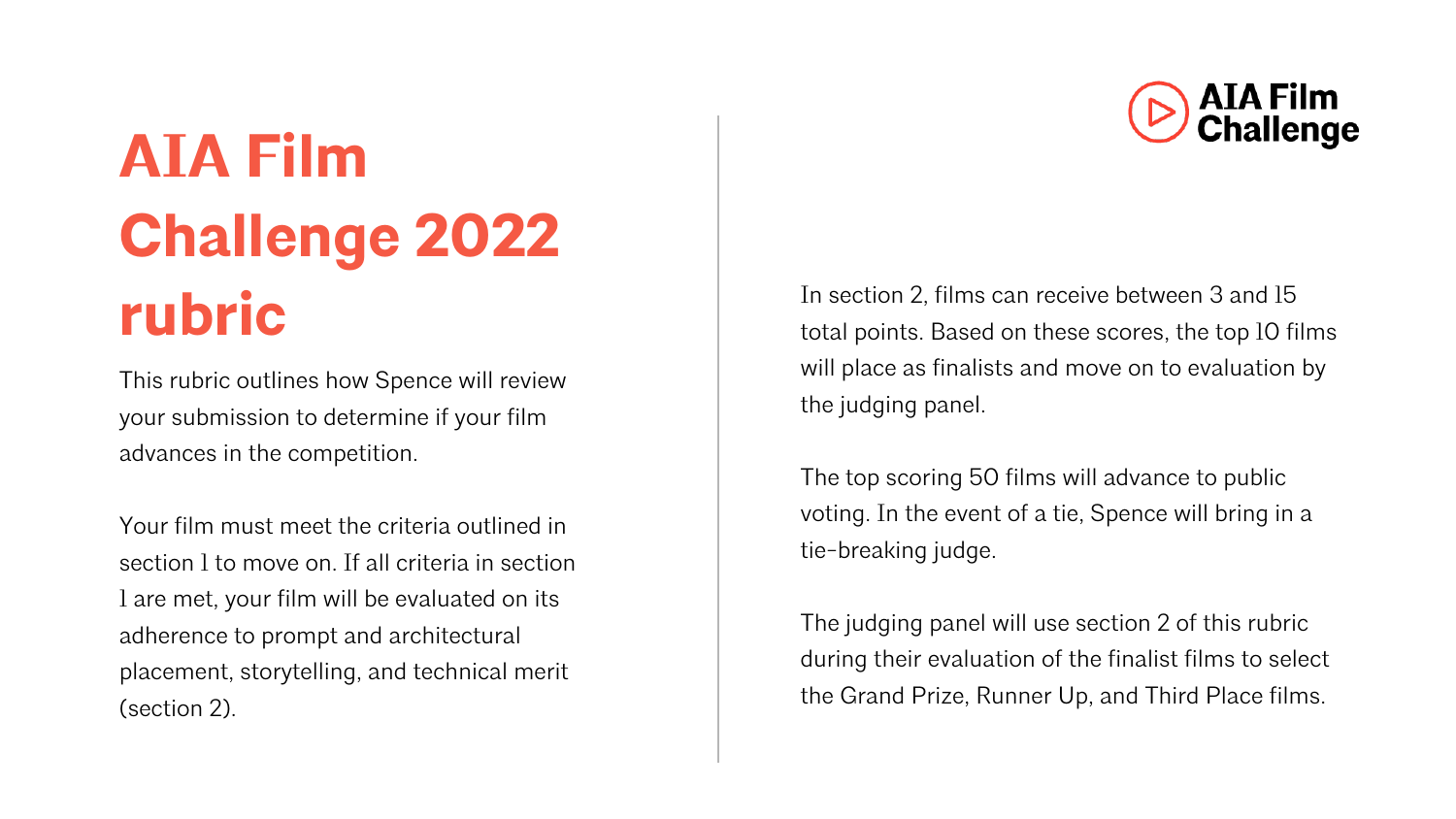# AIA Film Challenge 2022 rubric

This rubric outlines how Spence will review your submission to determine if your film advances in the competition.

Your film must meet the criteria outlined in section 1 to move on. If all criteria in section 1 are met, your film will be evaluated on its adherence to prompt and architectural placement, storytelling, and technical merit (section 2).

In section 2, films can receive between 3 and 15 total points. Based on these scores, the top 10 films will place as finalists and move on to evaluation by the judging panel.

The top scoring 50 films will advance to public voting. In the event of a tie, Spence will bring in a tie-breaking judge.

The judging panel will use section 2 of this rubric during their evaluation of the finalist films to select the Grand Prize, Runner Up, and Third Place films.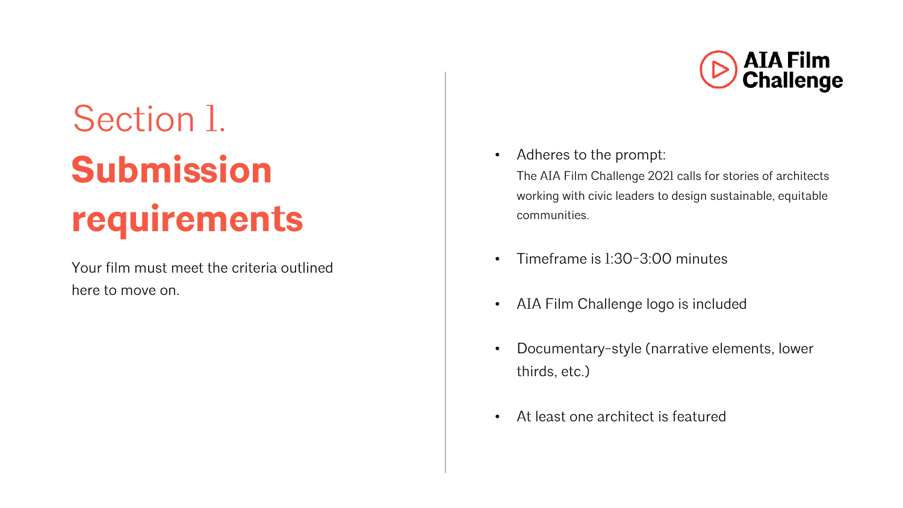# Section 1.
# Submission requirements

Your film must meet the criteria outlined here to move on.

- Adheres to the prompt:
  The AIA Film Challenge 2021 calls for stories of architects working with civic leaders to design sustainable, equitable communities.
- Timeframe is 1:30-3:00 minutes
- AIA Film Challenge logo is included
- Documentary-style (narrative elements, lower thirds, etc.)
- At least one architect is featured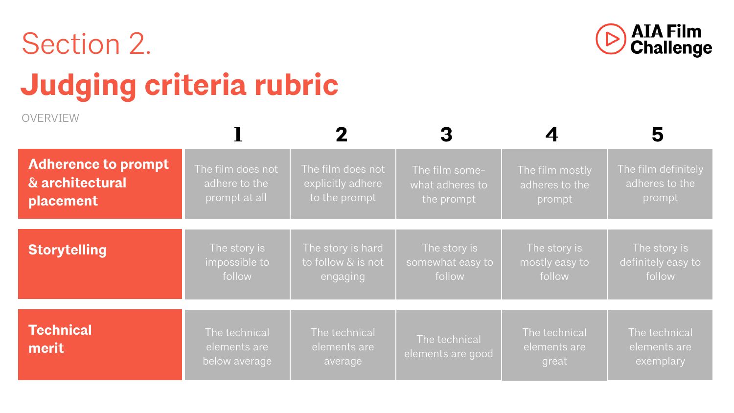# Section 2.

# Judging criteria rubric

AIA Film Challenge

OVERVIEW

| | 1 | 2 | 3 | 4 | 5 |
|---|---|---|---|---|---|
| **Adherence to prompt & architectural placement** | The film does not adhere to the prompt at all | The film does not explicitly adhere to the prompt | The film somewhat adheres to the prompt | The film mostly adheres to the prompt | The film definitely adheres to the prompt |
| **Storytelling** | The story is impossible to follow | The story is hard to follow & is not engaging | The story is somewhat easy to follow | The story is mostly easy to follow | The story is definitely easy to follow |
| **Technical merit** | The technical elements are below average | The technical elements are average | The technical elements are good | The technical elements are great | The technical elements are exemplary |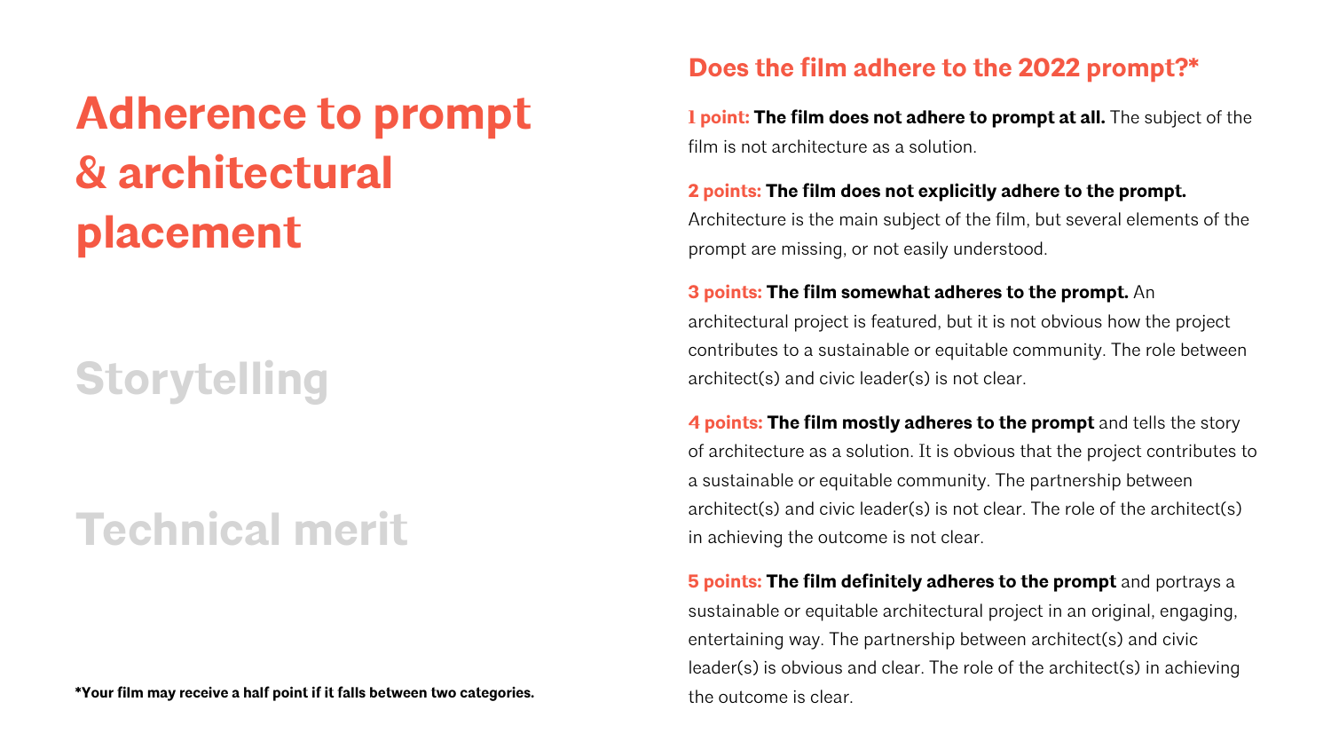# Adherence to prompt & architectural placement

## Storytelling

## Technical merit

**\*Your film may receive a half point if it falls between two categories.**

### Does the film adhere to the 2022 prompt?*

**1 point: The film does not adhere to prompt at all.** The subject of the film is not architecture as a solution.

**2 points: The film does not explicitly adhere to the prompt.** Architecture is the main subject of the film, but several elements of the prompt are missing, or not easily understood.

**3 points: The film somewhat adheres to the prompt.** An architectural project is featured, but it is not obvious how the project contributes to a sustainable or equitable community. The role between architect(s) and civic leader(s) is not clear.

**4 points: The film mostly adheres to the prompt** and tells the story of architecture as a solution. It is obvious that the project contributes to a sustainable or equitable community. The partnership between architect(s) and civic leader(s) is not clear. The role of the architect(s) in achieving the outcome is not clear.

**5 points: The film definitely adheres to the prompt** and portrays a sustainable or equitable architectural project in an original, engaging, entertaining way. The partnership between architect(s) and civic leader(s) is obvious and clear. The role of the architect(s) in achieving the outcome is clear.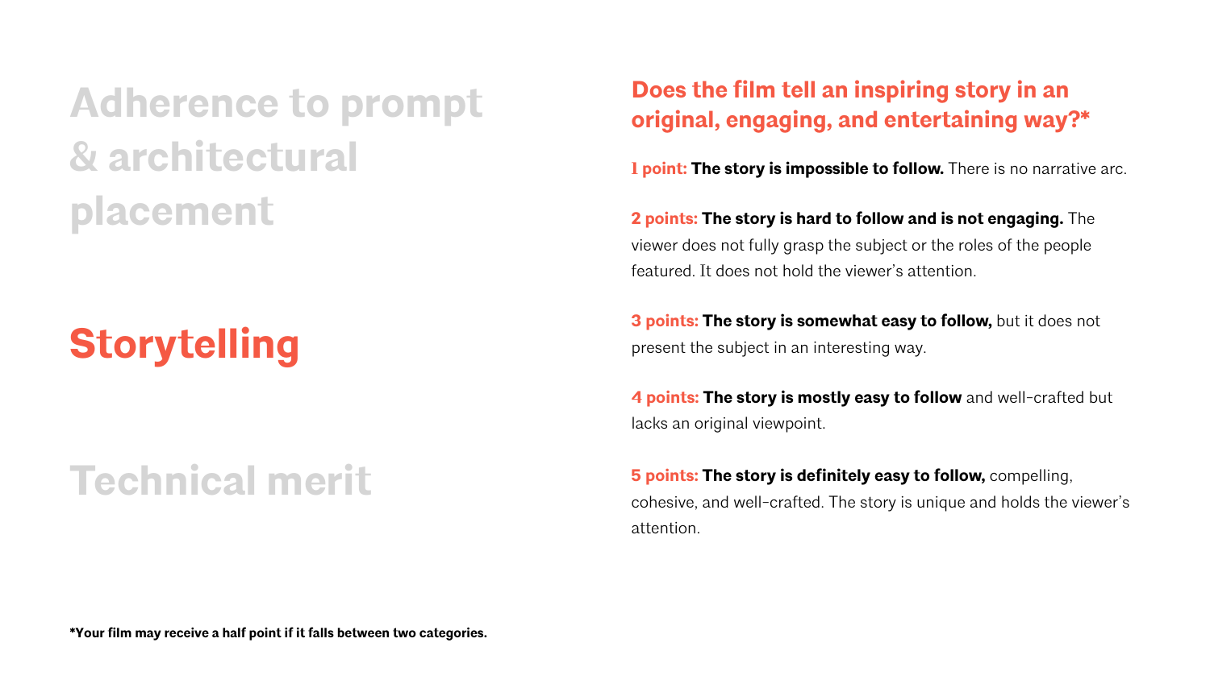Adherence to prompt & architectural placement

## Storytelling

Technical merit

### Does the film tell an inspiring story in an original, engaging, and entertaining way?*

**1 point:** **The story is impossible to follow.** There is no narrative arc.

**2 points:** **The story is hard to follow and is not engaging.** The viewer does not fully grasp the subject or the roles of the people featured. It does not hold the viewer's attention.

**3 points:** **The story is somewhat easy to follow,** but it does not present the subject in an interesting way.

**4 points:** **The story is mostly easy to follow** and well-crafted but lacks an original viewpoint.

**5 points:** **The story is definitely easy to follow,** compelling, cohesive, and well-crafted. The story is unique and holds the viewer's attention.

***Your film may receive a half point if it falls between two categories.**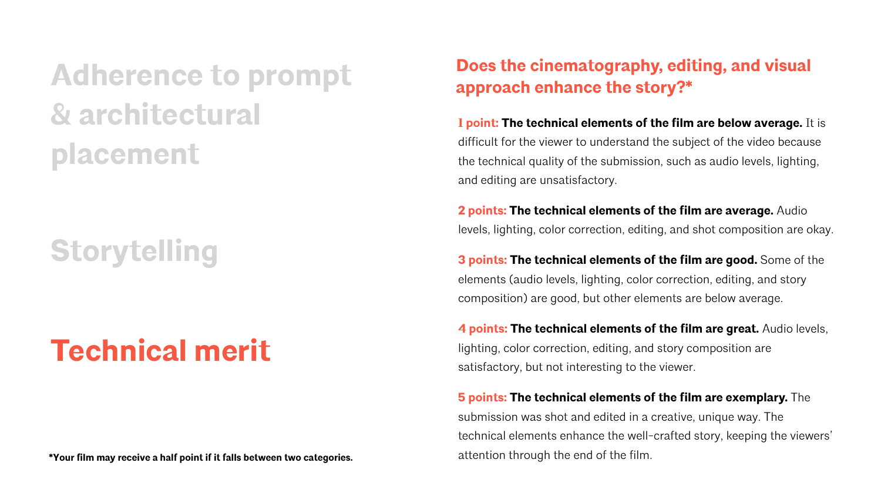## Adherence to prompt & architectural placement

## Storytelling

## Technical merit

*Your film may receive a half point if it falls between two categories.

### Does the cinematography, editing, and visual approach enhance the story?*

**1 point: The technical elements of the film are below average.** It is difficult for the viewer to understand the subject of the video because the technical quality of the submission, such as audio levels, lighting, and editing are unsatisfactory.

**2 points: The technical elements of the film are average.** Audio levels, lighting, color correction, editing, and shot composition are okay.

**3 points: The technical elements of the film are good.** Some of the elements (audio levels, lighting, color correction, editing, and story composition) are good, but other elements are below average.

**4 points: The technical elements of the film are great.** Audio levels, lighting, color correction, editing, and story composition are satisfactory, but not interesting to the viewer.

**5 points: The technical elements of the film are exemplary.** The submission was shot and edited in a creative, unique way. The technical elements enhance the well-crafted story, keeping the viewers' attention through the end of the film.